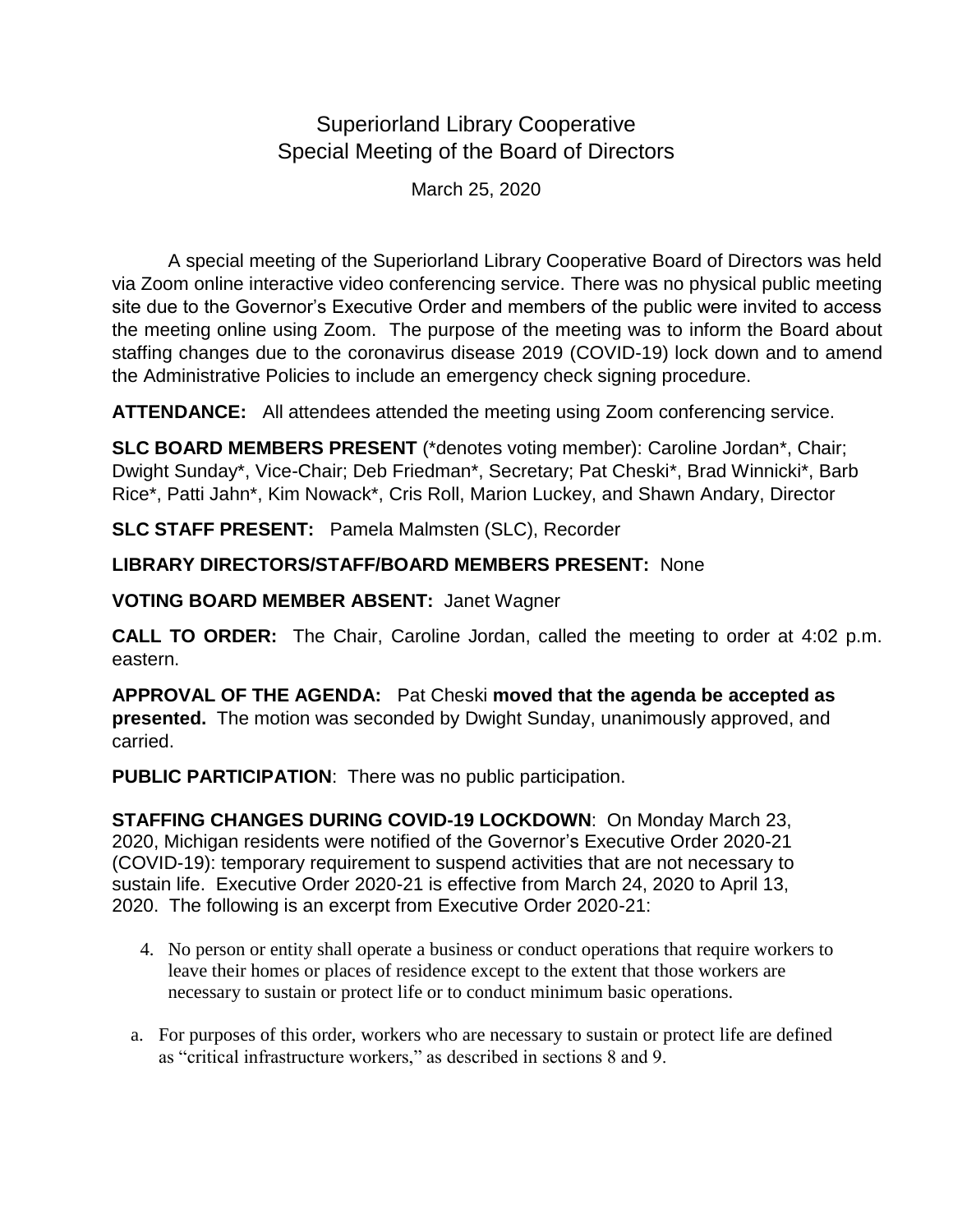# Superiorland Library Cooperative
## Special Meeting of the Board of Directors

March 25, 2020

A special meeting of the Superiorland Library Cooperative Board of Directors was held via Zoom online interactive video conferencing service. There was no physical public meeting site due to the Governor's Executive Order and members of the public were invited to access the meeting online using Zoom. The purpose of the meeting was to inform the Board about staffing changes due to the coronavirus disease 2019 (COVID-19) lock down and to amend the Administrative Policies to include an emergency check signing procedure.

**ATTENDANCE:** All attendees attended the meeting using Zoom conferencing service.

**SLC BOARD MEMBERS PRESENT** (*denotes voting member): Caroline Jordan*, Chair; Dwight Sunday*, Vice-Chair; Deb Friedman*, Secretary; Pat Cheski*, Brad Winnicki*, Barb Rice*, Patti Jahn*, Kim Nowack*, Cris Roll, Marion Luckey, and Shawn Andary, Director

**SLC STAFF PRESENT:** Pamela Malmsten (SLC), Recorder

**LIBRARY DIRECTORS/STAFF/BOARD MEMBERS PRESENT:** None

**VOTING BOARD MEMBER ABSENT:** Janet Wagner

**CALL TO ORDER:** The Chair, Caroline Jordan, called the meeting to order at 4:02 p.m. eastern.

**APPROVAL OF THE AGENDA:** Pat Cheski **moved that the agenda be accepted as presented.** The motion was seconded by Dwight Sunday, unanimously approved, and carried.

**PUBLIC PARTICIPATION**: There was no public participation.

**STAFFING CHANGES DURING COVID-19 LOCKDOWN**: On Monday March 23, 2020, Michigan residents were notified of the Governor's Executive Order 2020-21 (COVID-19): temporary requirement to suspend activities that are not necessary to sustain life. Executive Order 2020-21 is effective from March 24, 2020 to April 13, 2020. The following is an excerpt from Executive Order 2020-21:

4. No person or entity shall operate a business or conduct operations that require workers to leave their homes or places of residence except to the extent that those workers are necessary to sustain or protect life or to conduct minimum basic operations.

a. For purposes of this order, workers who are necessary to sustain or protect life are defined as "critical infrastructure workers," as described in sections 8 and 9.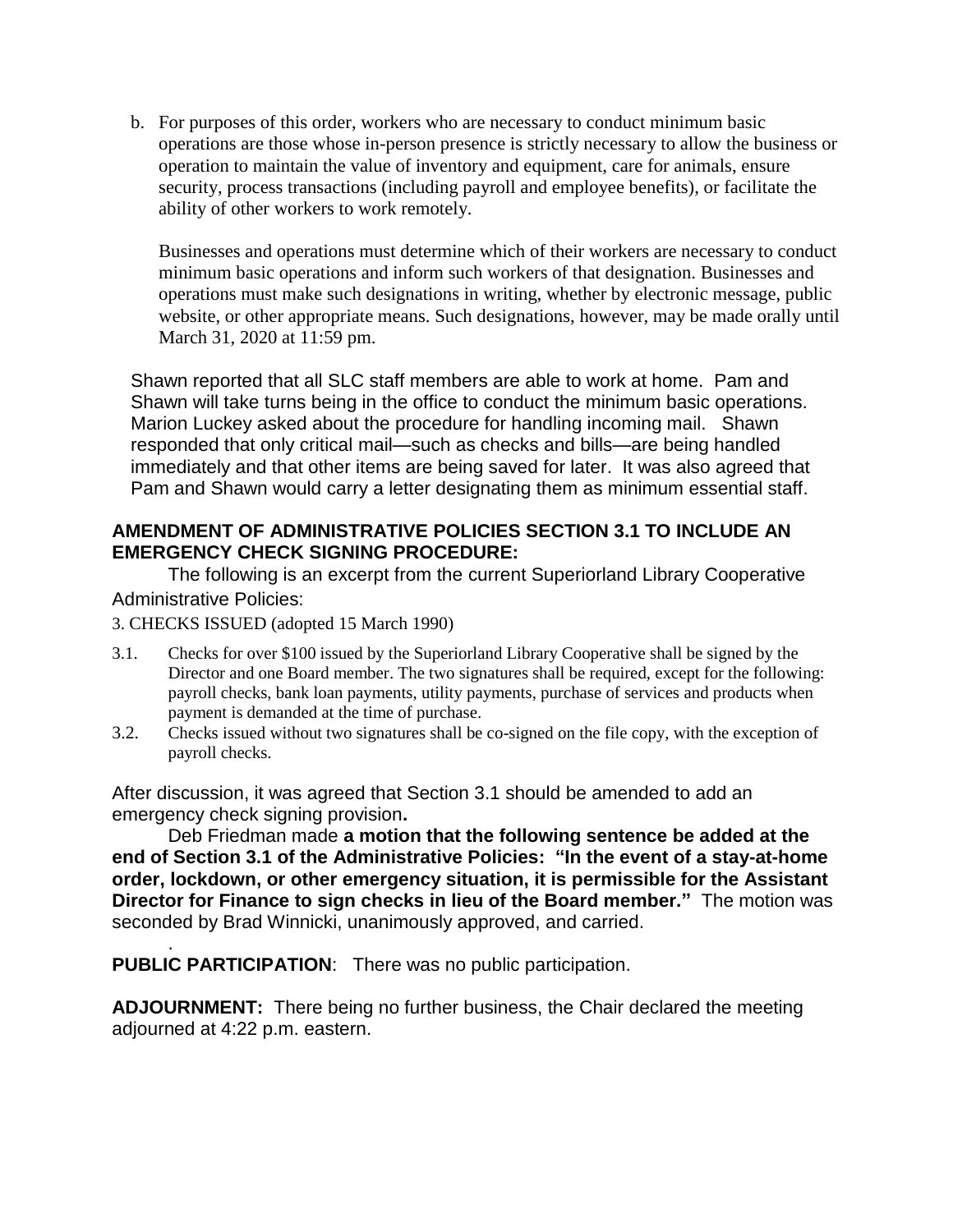b. For purposes of this order, workers who are necessary to conduct minimum basic operations are those whose in-person presence is strictly necessary to allow the business or operation to maintain the value of inventory and equipment, care for animals, ensure security, process transactions (including payroll and employee benefits), or facilitate the ability of other workers to work remotely.

   Businesses and operations must determine which of their workers are necessary to conduct minimum basic operations and inform such workers of that designation. Businesses and operations must make such designations in writing, whether by electronic message, public website, or other appropriate means. Such designations, however, may be made orally until March 31, 2020 at 11:59 pm.

Shawn reported that all SLC staff members are able to work at home. Pam and Shawn will take turns being in the office to conduct the minimum basic operations. Marion Luckey asked about the procedure for handling incoming mail. Shawn responded that only critical mail—such as checks and bills—are being handled immediately and that other items are being saved for later. It was also agreed that Pam and Shawn would carry a letter designating them as minimum essential staff.

**AMENDMENT OF ADMINISTRATIVE POLICIES SECTION 3.1 TO INCLUDE AN EMERGENCY CHECK SIGNING PROCEDURE:**

The following is an excerpt from the current Superiorland Library Cooperative Administrative Policies:

3. CHECKS ISSUED (adopted 15 March 1990)

3.1. Checks for over $100 issued by the Superiorland Library Cooperative shall be signed by the Director and one Board member. The two signatures shall be required, except for the following: payroll checks, bank loan payments, utility payments, purchase of services and products when payment is demanded at the time of purchase.

3.2. Checks issued without two signatures shall be co-signed on the file copy, with the exception of payroll checks.

After discussion, it was agreed that Section 3.1 should be amended to add an emergency check signing provision**.**

Deb Friedman made **a motion that the following sentence be added at the end of Section 3.1 of the Administrative Policies: "In the event of a stay-at-home order, lockdown, or other emergency situation, it is permissible for the Assistant Director for Finance to sign checks in lieu of the Board member."** The motion was seconded by Brad Winnicki, unanimously approved, and carried.

**PUBLIC PARTICIPATION**: There was no public participation.

**ADJOURNMENT:** There being no further business, the Chair declared the meeting adjourned at 4:22 p.m. eastern.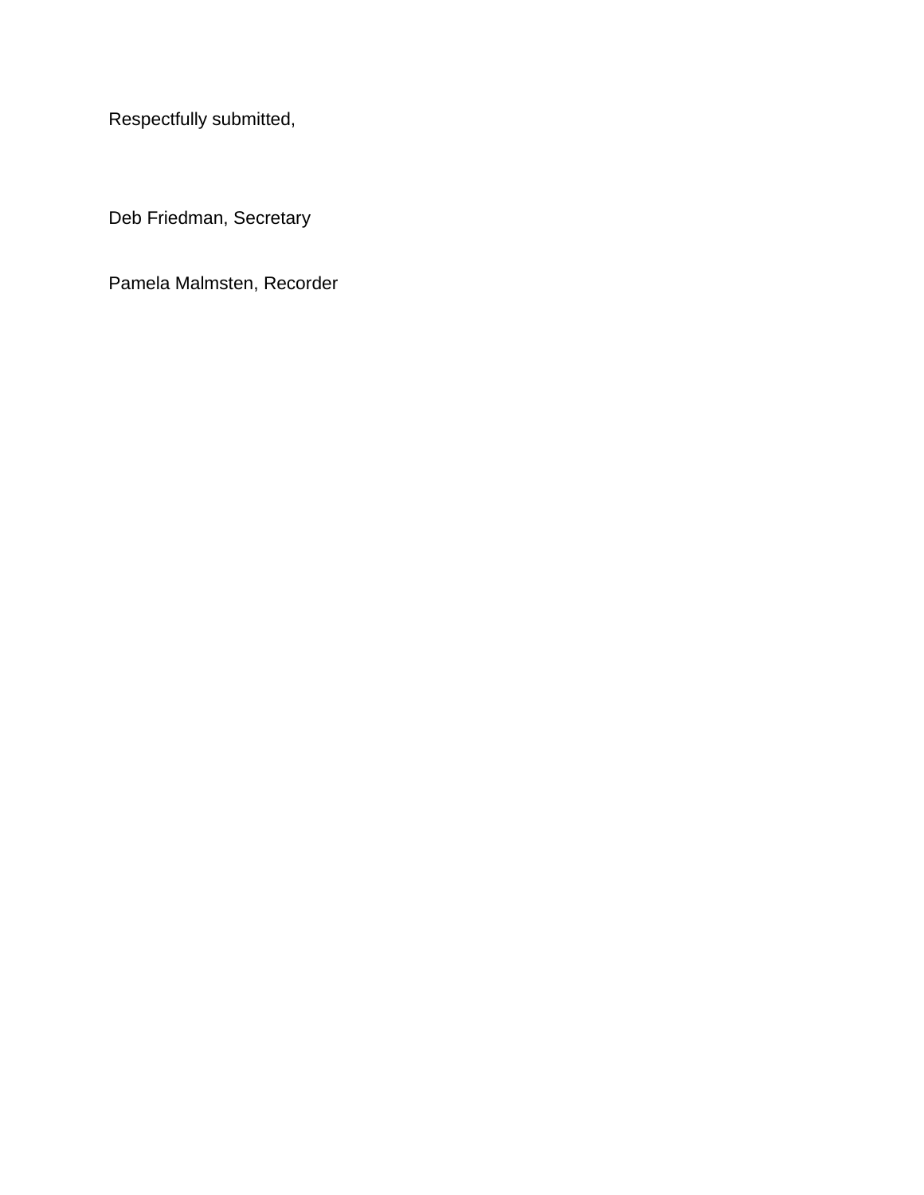Respectfully submitted,

Deb Friedman, Secretary

Pamela Malmsten, Recorder